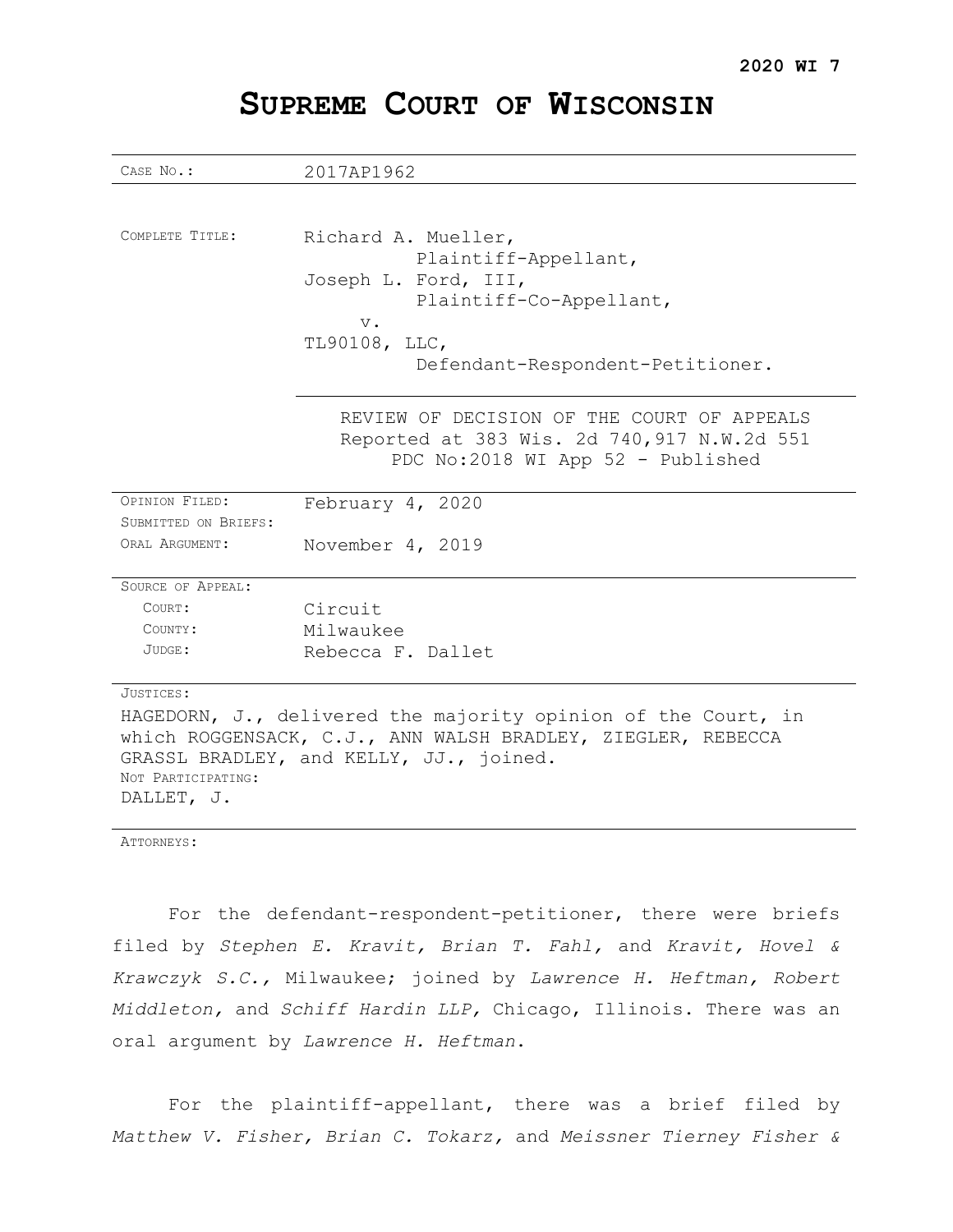**2020 WI 7**

# SUPREME COURT OF WISCONSIN

| | |
|---|---|
| CASE NO.: | 2017AP1962 |
| COMPLETE TITLE: | Richard A. Mueller,<br>Plaintiff-Appellant,<br>Joseph L. Ford, III,<br>Plaintiff-Co-Appellant,<br>v.<br>TL90108, LLC,<br>Defendant-Respondent-Petitioner. |
| | REVIEW OF DECISION OF THE COURT OF APPEALS<br>Reported at 383 Wis. 2d 740,917 N.W.2d 551<br>PDC No:2018 WI App 52 - Published |
| OPINION FILED: | February 4, 2020 |
| SUBMITTED ON BRIEFS: | |
| ORAL ARGUMENT: | November 4, 2019 |
| SOURCE OF APPEAL: | |
| COURT: | Circuit |
| COUNTY: | Milwaukee |
| JUDGE: | Rebecca F. Dallet |

JUSTICES:

HAGEDORN, J., delivered the majority opinion of the Court, in which ROGGENSACK, C.J., ANN WALSH BRADLEY, ZIEGLER, REBECCA GRASSL BRADLEY, and KELLY, JJ., joined.

NOT PARTICIPATING:

DALLET, J.

ATTORNEYS:

For the defendant-respondent-petitioner, there were briefs filed by *Stephen E. Kravit, Brian T. Fahl,* and *Kravit, Hovel & Krawczyk S.C.,* Milwaukee; joined by *Lawrence H. Heftman, Robert Middleton,* and *Schiff Hardin LLP,* Chicago, Illinois. There was an oral argument by *Lawrence H. Heftman*.

For the plaintiff-appellant, there was a brief filed by *Matthew V. Fisher, Brian C. Tokarz,* and *Meissner Tierney Fisher &*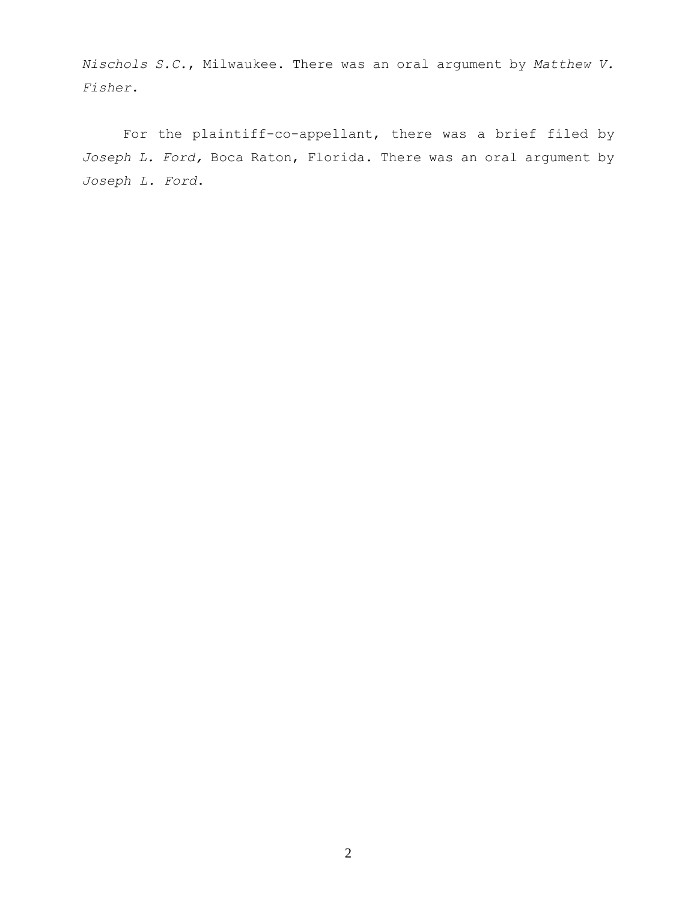*Nischols S.C.*, Milwaukee. There was an oral argument by *Matthew V. Fisher*.

For the plaintiff-co-appellant, there was a brief filed by *Joseph L. Ford,* Boca Raton, Florida. There was an oral argument by *Joseph L. Ford*.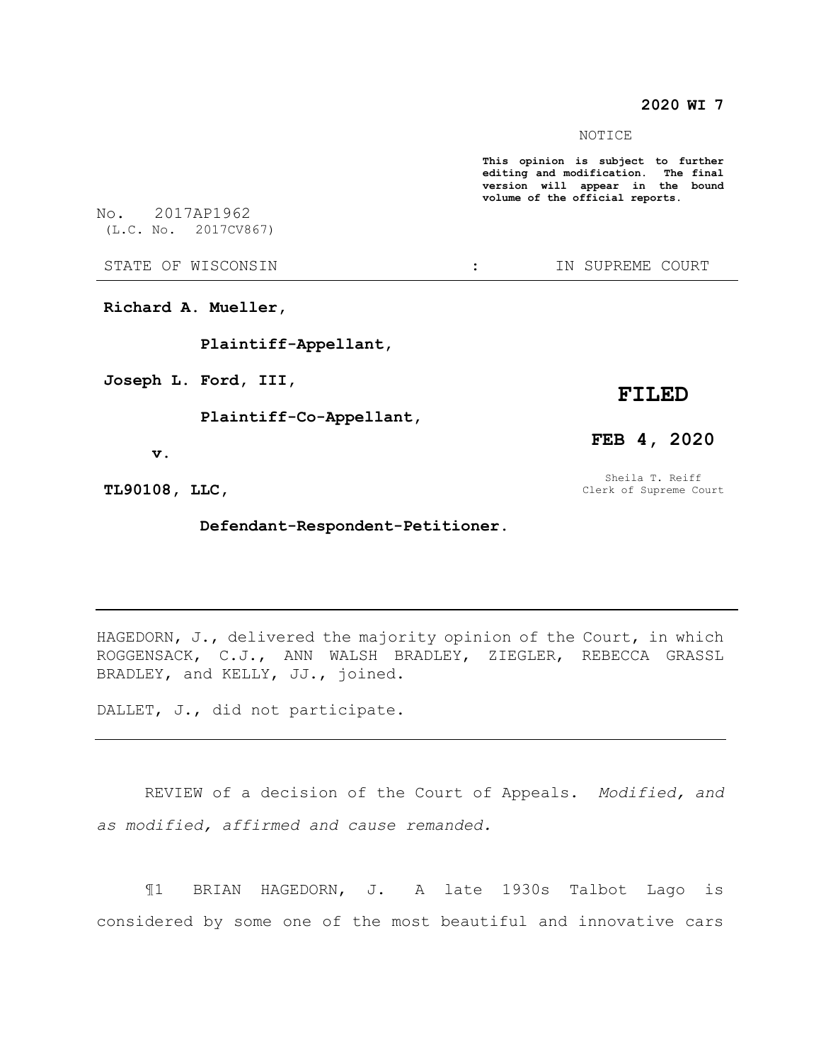**2020 WI 7**

NOTICE

**This opinion is subject to further editing and modification. The final version will appear in the bound volume of the official reports.**

No. 2017AP1962
(L.C. No. 2017CV867)

STATE OF WISCONSIN : IN SUPREME COURT

---

**Richard A. Mueller,**

**Plaintiff-Appellant,**

**Joseph L. Ford, III,**

**Plaintiff-Co-Appellant,**

**v.**

**TL90108, LLC,**

**Defendant-Respondent-Petitioner.**

**FILED**

**FEB 4, 2020**

Sheila T. Reiff
Clerk of Supreme Court

---

HAGEDORN, J., delivered the majority opinion of the Court, in which ROGGENSACK, C.J., ANN WALSH BRADLEY, ZIEGLER, REBECCA GRASSL BRADLEY, and KELLY, JJ., joined.

DALLET, J., did not participate.

---

REVIEW of a decision of the Court of Appeals. *Modified, and as modified, affirmed and cause remanded.*

¶1 BRIAN HAGEDORN, J. A late 1930s Talbot Lago is considered by some one of the most beautiful and innovative cars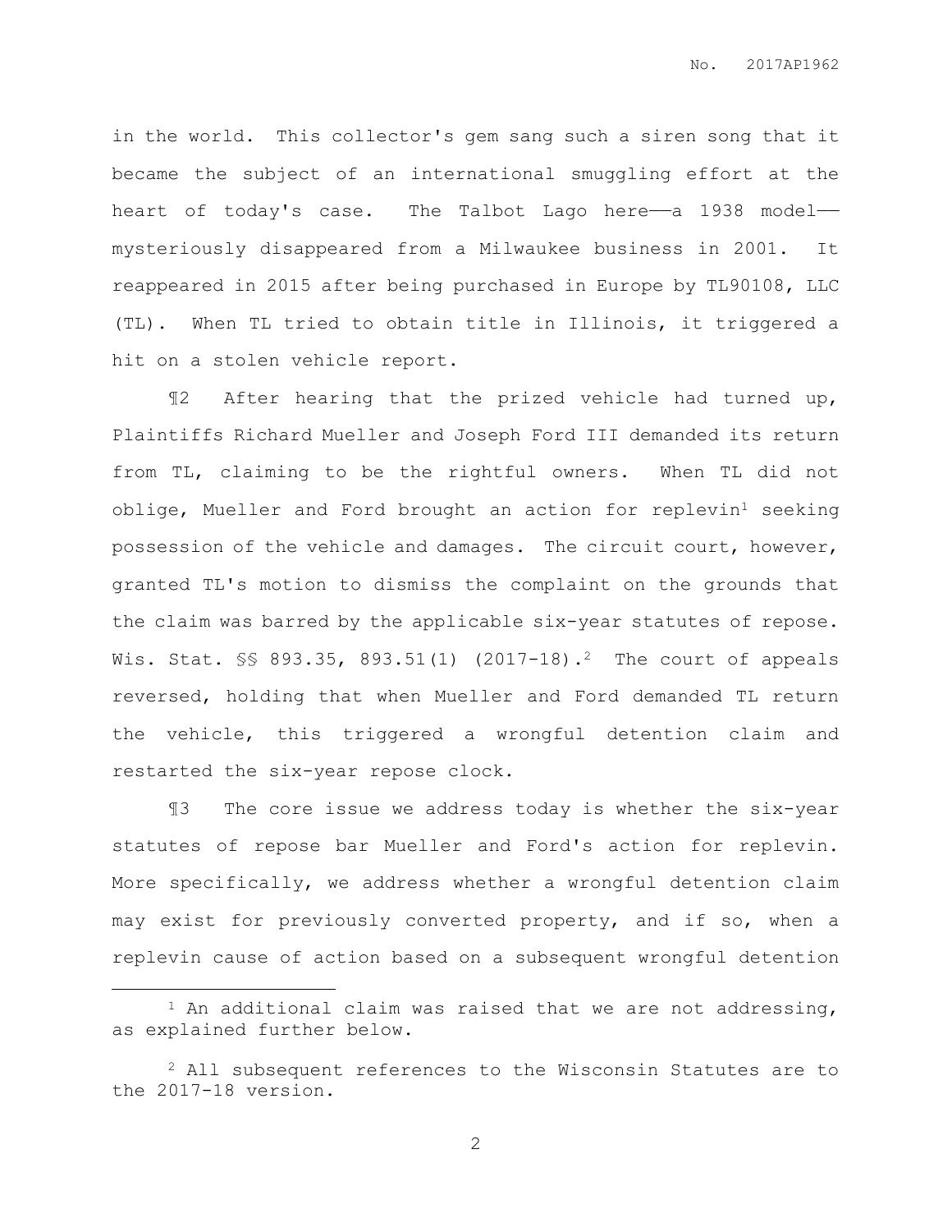in the world. This collector's gem sang such a siren song that it became the subject of an international smuggling effort at the heart of today's case. The Talbot Lago here——a 1938 model—— mysteriously disappeared from a Milwaukee business in 2001. It reappeared in 2015 after being purchased in Europe by TL90108, LLC (TL). When TL tried to obtain title in Illinois, it triggered a hit on a stolen vehicle report.

¶2 After hearing that the prized vehicle had turned up, Plaintiffs Richard Mueller and Joseph Ford III demanded its return from TL, claiming to be the rightful owners. When TL did not oblige, Mueller and Ford brought an action for replevin[1] seeking possession of the vehicle and damages. The circuit court, however, granted TL's motion to dismiss the complaint on the grounds that the claim was barred by the applicable six-year statutes of repose. Wis. Stat. §§ 893.35, 893.51(1) (2017-18).[2] The court of appeals reversed, holding that when Mueller and Ford demanded TL return the vehicle, this triggered a wrongful detention claim and restarted the six-year repose clock.

¶3 The core issue we address today is whether the six-year statutes of repose bar Mueller and Ford's action for replevin. More specifically, we address whether a wrongful detention claim may exist for previously converted property, and if so, when a replevin cause of action based on a subsequent wrongful detention

---

[1] An additional claim was raised that we are not addressing, as explained further below.

[2] All subsequent references to the Wisconsin Statutes are to the 2017-18 version.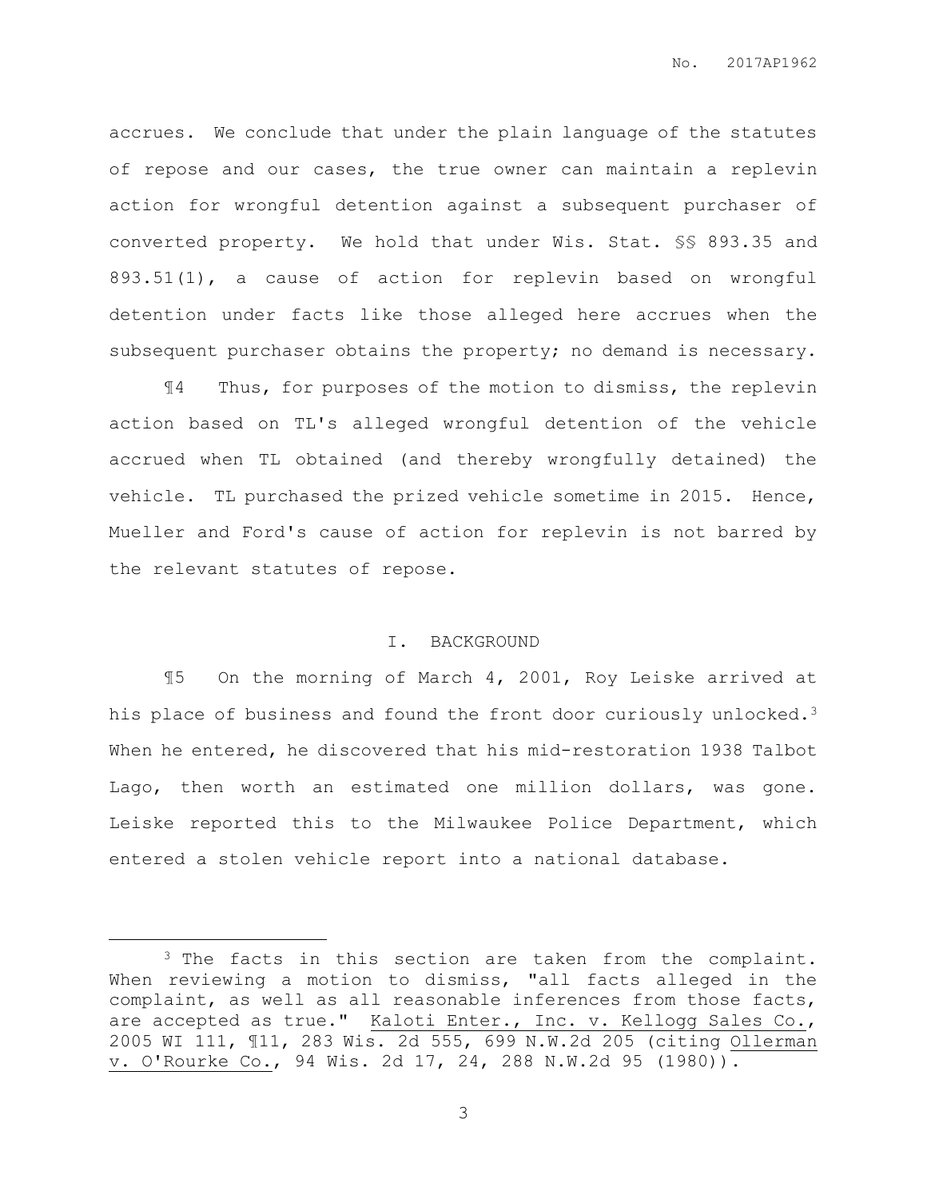accrues. We conclude that under the plain language of the statutes of repose and our cases, the true owner can maintain a replevin action for wrongful detention against a subsequent purchaser of converted property. We hold that under Wis. Stat. §§ 893.35 and 893.51(1), a cause of action for replevin based on wrongful detention under facts like those alleged here accrues when the subsequent purchaser obtains the property; no demand is necessary.

¶4 Thus, for purposes of the motion to dismiss, the replevin action based on TL's alleged wrongful detention of the vehicle accrued when TL obtained (and thereby wrongfully detained) the vehicle. TL purchased the prized vehicle sometime in 2015. Hence, Mueller and Ford's cause of action for replevin is not barred by the relevant statutes of repose.

## I. BACKGROUND

¶5 On the morning of March 4, 2001, Roy Leiske arrived at his place of business and found the front door curiously unlocked.[3] When he entered, he discovered that his mid-restoration 1938 Talbot Lago, then worth an estimated one million dollars, was gone. Leiske reported this to the Milwaukee Police Department, which entered a stolen vehicle report into a national database.

---

[3] The facts in this section are taken from the complaint. When reviewing a motion to dismiss, "all facts alleged in the complaint, as well as all reasonable inferences from those facts, are accepted as true." Kaloti Enter., Inc. v. Kellogg Sales Co., 2005 WI 111, ¶11, 283 Wis. 2d 555, 699 N.W.2d 205 (citing Ollerman v. O'Rourke Co., 94 Wis. 2d 17, 24, 288 N.W.2d 95 (1980)).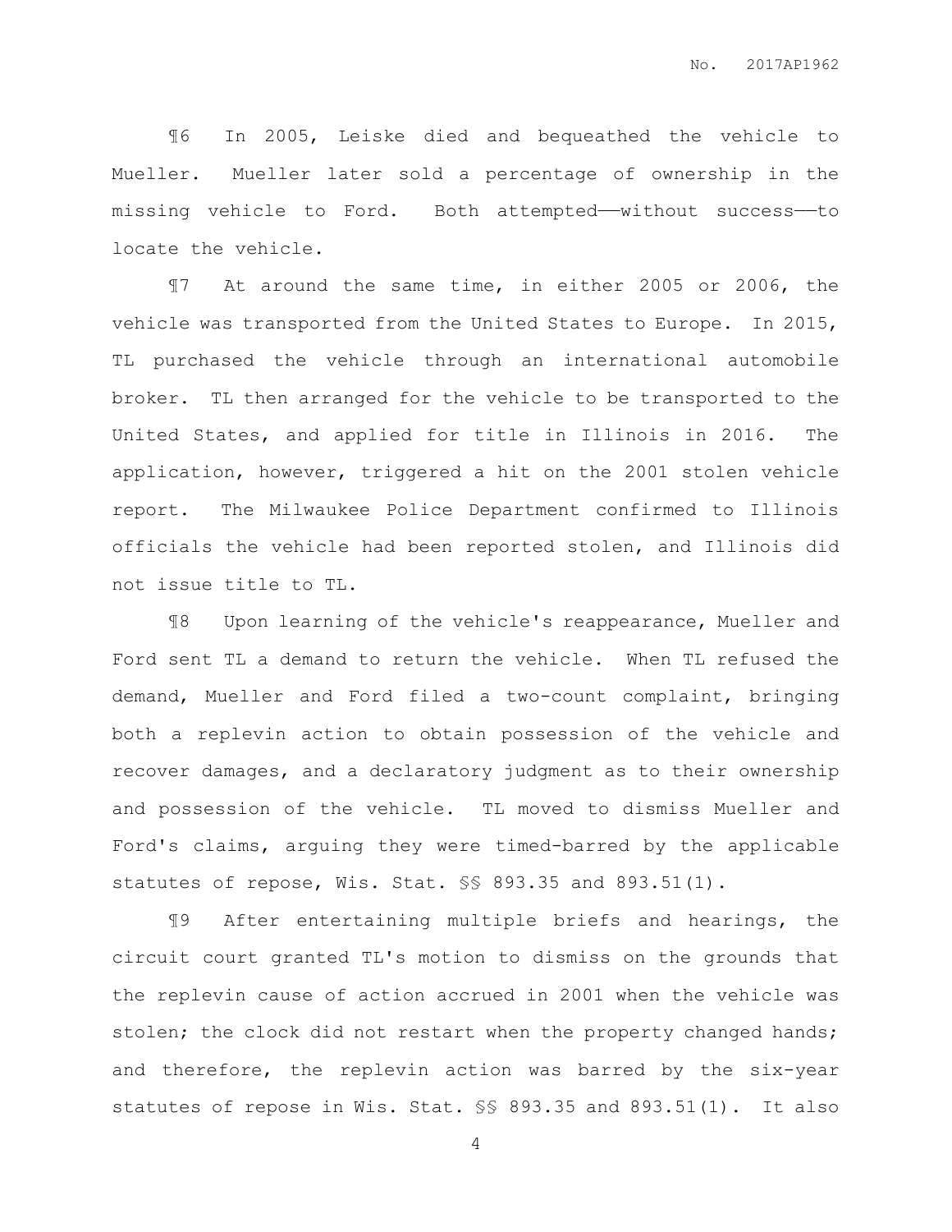¶6 In 2005, Leiske died and bequeathed the vehicle to Mueller. Mueller later sold a percentage of ownership in the missing vehicle to Ford. Both attempted——without success——to locate the vehicle.

¶7 At around the same time, in either 2005 or 2006, the vehicle was transported from the United States to Europe. In 2015, TL purchased the vehicle through an international automobile broker. TL then arranged for the vehicle to be transported to the United States, and applied for title in Illinois in 2016. The application, however, triggered a hit on the 2001 stolen vehicle report. The Milwaukee Police Department confirmed to Illinois officials the vehicle had been reported stolen, and Illinois did not issue title to TL.

¶8 Upon learning of the vehicle's reappearance, Mueller and Ford sent TL a demand to return the vehicle. When TL refused the demand, Mueller and Ford filed a two-count complaint, bringing both a replevin action to obtain possession of the vehicle and recover damages, and a declaratory judgment as to their ownership and possession of the vehicle. TL moved to dismiss Mueller and Ford's claims, arguing they were timed-barred by the applicable statutes of repose, Wis. Stat. §§ 893.35 and 893.51(1).

¶9 After entertaining multiple briefs and hearings, the circuit court granted TL's motion to dismiss on the grounds that the replevin cause of action accrued in 2001 when the vehicle was stolen; the clock did not restart when the property changed hands; and therefore, the replevin action was barred by the six-year statutes of repose in Wis. Stat. §§ 893.35 and 893.51(1). It also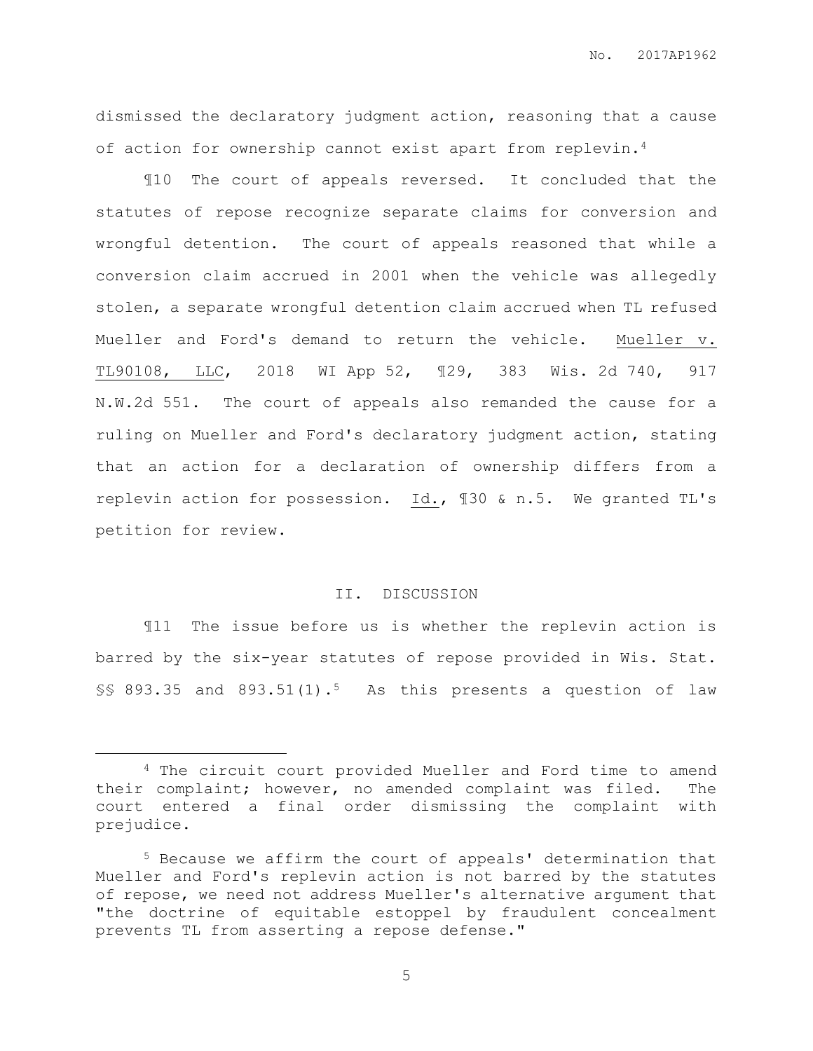dismissed the declaratory judgment action, reasoning that a cause of action for ownership cannot exist apart from replevin.[4]

¶10 The court of appeals reversed. It concluded that the statutes of repose recognize separate claims for conversion and wrongful detention. The court of appeals reasoned that while a conversion claim accrued in 2001 when the vehicle was allegedly stolen, a separate wrongful detention claim accrued when TL refused Mueller and Ford's demand to return the vehicle. Mueller v. TL90108, LLC, 2018 WI App 52, ¶29, 383 Wis. 2d 740, 917 N.W.2d 551. The court of appeals also remanded the cause for a ruling on Mueller and Ford's declaratory judgment action, stating that an action for a declaration of ownership differs from a replevin action for possession. Id., ¶30 & n.5. We granted TL's petition for review.

## II. DISCUSSION

¶11 The issue before us is whether the replevin action is barred by the six-year statutes of repose provided in Wis. Stat. §§ 893.35 and 893.51(1).[5] As this presents a question of law

---

[4] The circuit court provided Mueller and Ford time to amend their complaint; however, no amended complaint was filed. The court entered a final order dismissing the complaint with prejudice.

[5] Because we affirm the court of appeals' determination that Mueller and Ford's replevin action is not barred by the statutes of repose, we need not address Mueller's alternative argument that "the doctrine of equitable estoppel by fraudulent concealment prevents TL from asserting a repose defense."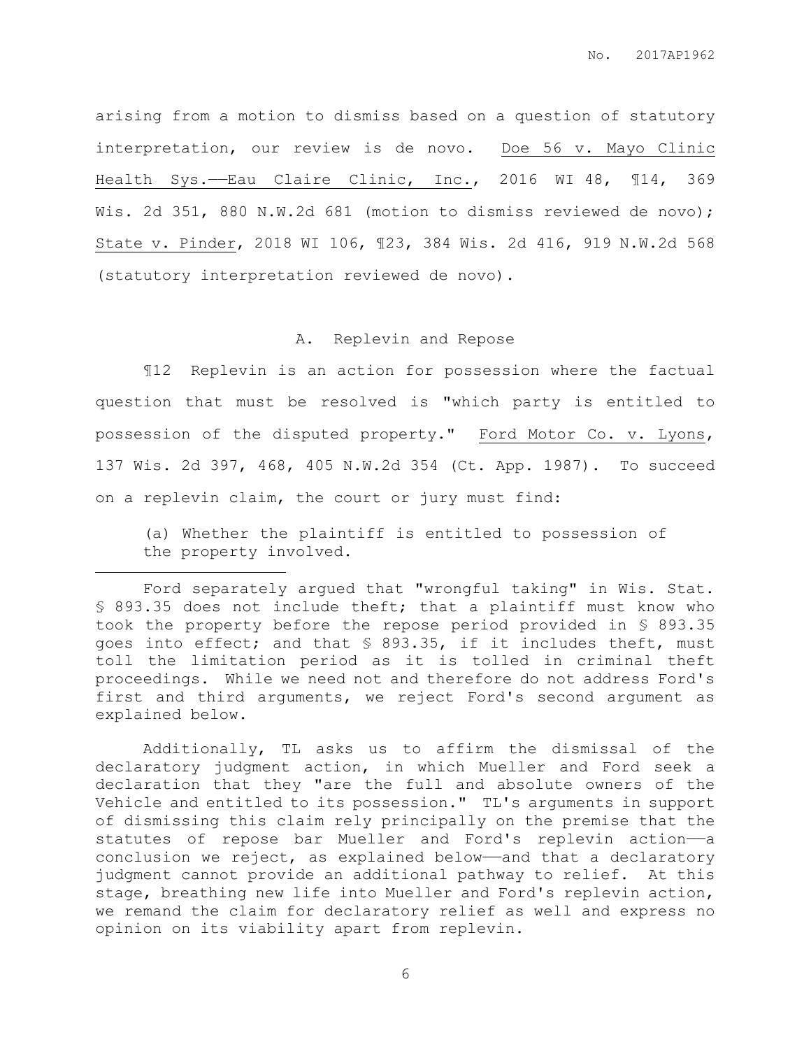arising from a motion to dismiss based on a question of statutory interpretation, our review is de novo. Doe 56 v. Mayo Clinic Health Sys.——Eau Claire Clinic, Inc., 2016 WI 48, ¶14, 369 Wis. 2d 351, 880 N.W.2d 681 (motion to dismiss reviewed de novo); State v. Pinder, 2018 WI 106, ¶23, 384 Wis. 2d 416, 919 N.W.2d 568 (statutory interpretation reviewed de novo).

### A. Replevin and Repose

¶12 Replevin is an action for possession where the factual question that must be resolved is "which party is entitled to possession of the disputed property." Ford Motor Co. v. Lyons, 137 Wis. 2d 397, 468, 405 N.W.2d 354 (Ct. App. 1987). To succeed on a replevin claim, the court or jury must find:

> (a) Whether the plaintiff is entitled to possession of the property involved.

---

Ford separately argued that "wrongful taking" in Wis. Stat. § 893.35 does not include theft; that a plaintiff must know who took the property before the repose period provided in § 893.35 goes into effect; and that § 893.35, if it includes theft, must toll the limitation period as it is tolled in criminal theft proceedings. While we need not and therefore do not address Ford's first and third arguments, we reject Ford's second argument as explained below.

Additionally, TL asks us to affirm the dismissal of the declaratory judgment action, in which Mueller and Ford seek a declaration that they "are the full and absolute owners of the Vehicle and entitled to its possession." TL's arguments in support of dismissing this claim rely principally on the premise that the statutes of repose bar Mueller and Ford's replevin action——a conclusion we reject, as explained below——and that a declaratory judgment cannot provide an additional pathway to relief. At this stage, breathing new life into Mueller and Ford's replevin action, we remand the claim for declaratory relief as well and express no opinion on its viability apart from replevin.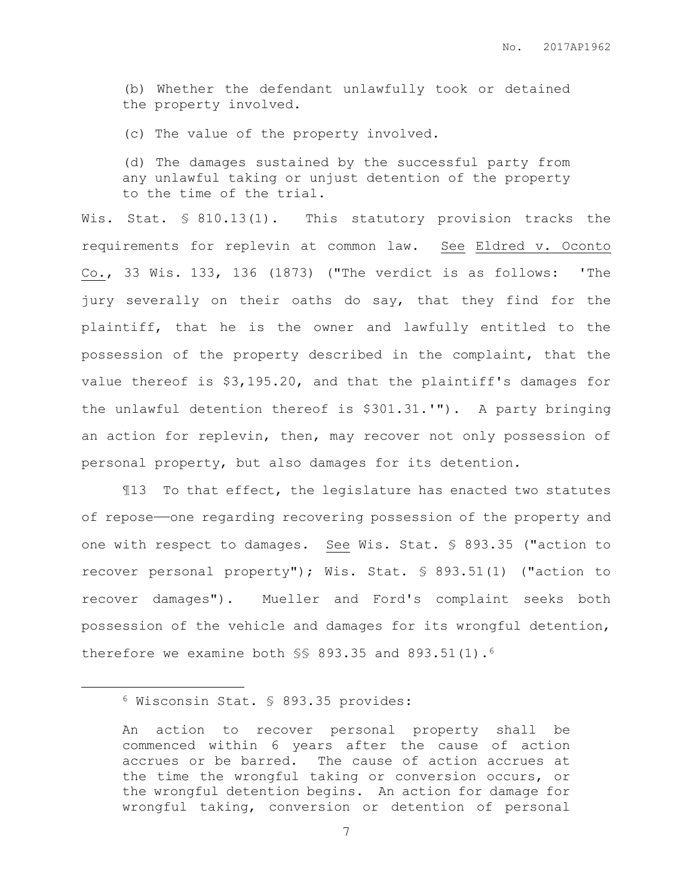(b) Whether the defendant unlawfully took or detained the property involved.

(c) The value of the property involved.

(d) The damages sustained by the successful party from any unlawful taking or unjust detention of the property to the time of the trial.

Wis. Stat. § 810.13(1). This statutory provision tracks the requirements for replevin at common law. See Eldred v. Oconto Co., 33 Wis. 133, 136 (1873) ("The verdict is as follows: 'The jury severally on their oaths do say, that they find for the plaintiff, that he is the owner and lawfully entitled to the possession of the property described in the complaint, that the value thereof is $3,195.20, and that the plaintiff's damages for the unlawful detention thereof is $301.31.'"). A party bringing an action for replevin, then, may recover not only possession of personal property, but also damages for its detention.

¶13 To that effect, the legislature has enacted two statutes of repose——one regarding recovering possession of the property and one with respect to damages. See Wis. Stat. § 893.35 ("action to recover personal property"); Wis. Stat. § 893.51(1) ("action to recover damages"). Mueller and Ford's complaint seeks both possession of the vehicle and damages for its wrongful detention, therefore we examine both §§ 893.35 and 893.51(1).[6]

---

[6] Wisconsin Stat. § 893.35 provides:

> An action to recover personal property shall be commenced within 6 years after the cause of action accrues or be barred. The cause of action accrues at the time the wrongful taking or conversion occurs, or the wrongful detention begins. An action for damage for wrongful taking, conversion or detention of personal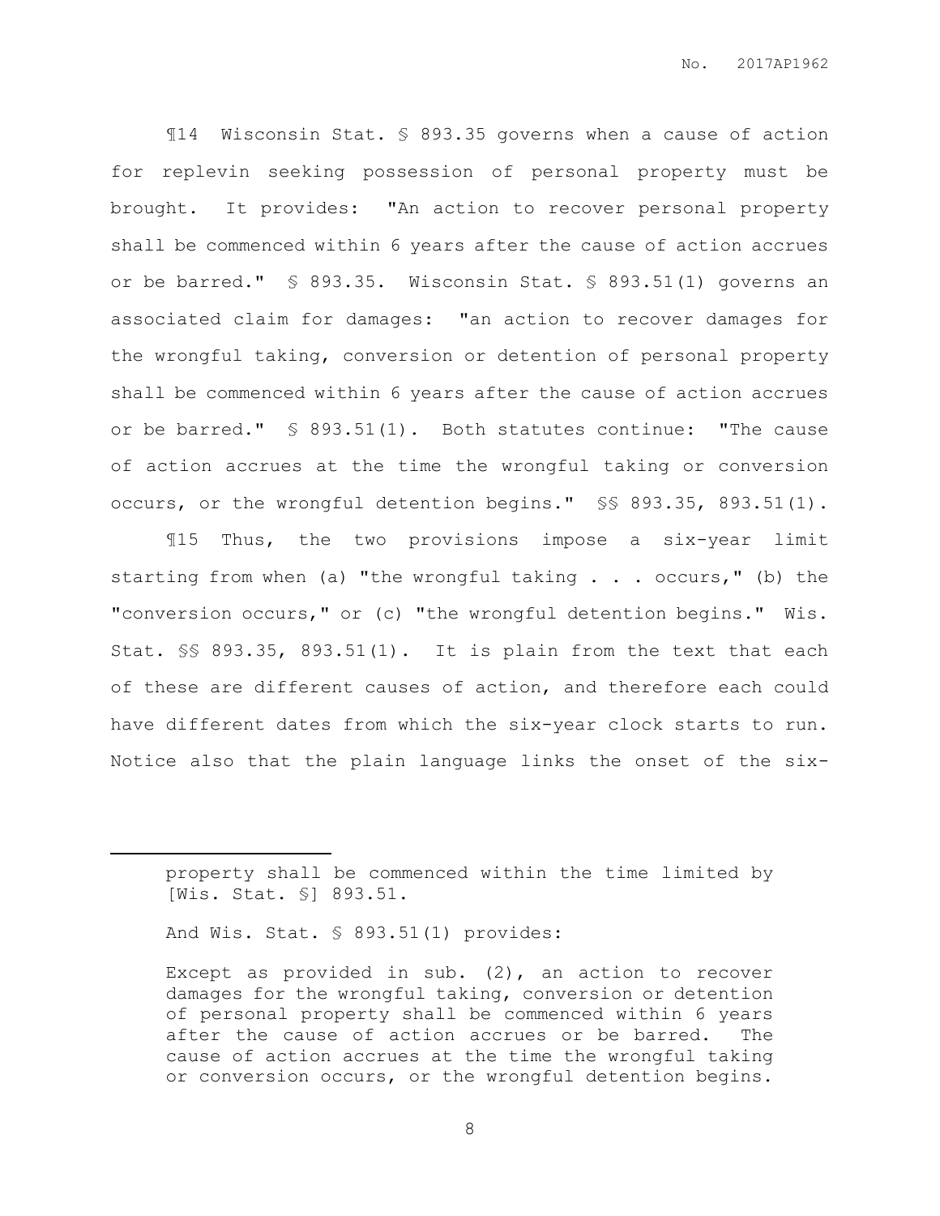¶14 Wisconsin Stat. § 893.35 governs when a cause of action for replevin seeking possession of personal property must be brought. It provides: "An action to recover personal property shall be commenced within 6 years after the cause of action accrues or be barred." § 893.35. Wisconsin Stat. § 893.51(1) governs an associated claim for damages: "an action to recover damages for the wrongful taking, conversion or detention of personal property shall be commenced within 6 years after the cause of action accrues or be barred." § 893.51(1). Both statutes continue: "The cause of action accrues at the time the wrongful taking or conversion occurs, or the wrongful detention begins." §§ 893.35, 893.51(1).

¶15 Thus, the two provisions impose a six-year limit starting from when (a) "the wrongful taking . . . occurs," (b) the "conversion occurs," or (c) "the wrongful detention begins." Wis. Stat. §§ 893.35, 893.51(1). It is plain from the text that each of these are different causes of action, and therefore each could have different dates from which the six-year clock starts to run. Notice also that the plain language links the onset of the six-

---

> property shall be commenced within the time limited by [Wis. Stat. §] 893.51.

And Wis. Stat. § 893.51(1) provides:

> Except as provided in sub. (2), an action to recover damages for the wrongful taking, conversion or detention of personal property shall be commenced within 6 years after the cause of action accrues or be barred. The cause of action accrues at the time the wrongful taking or conversion occurs, or the wrongful detention begins.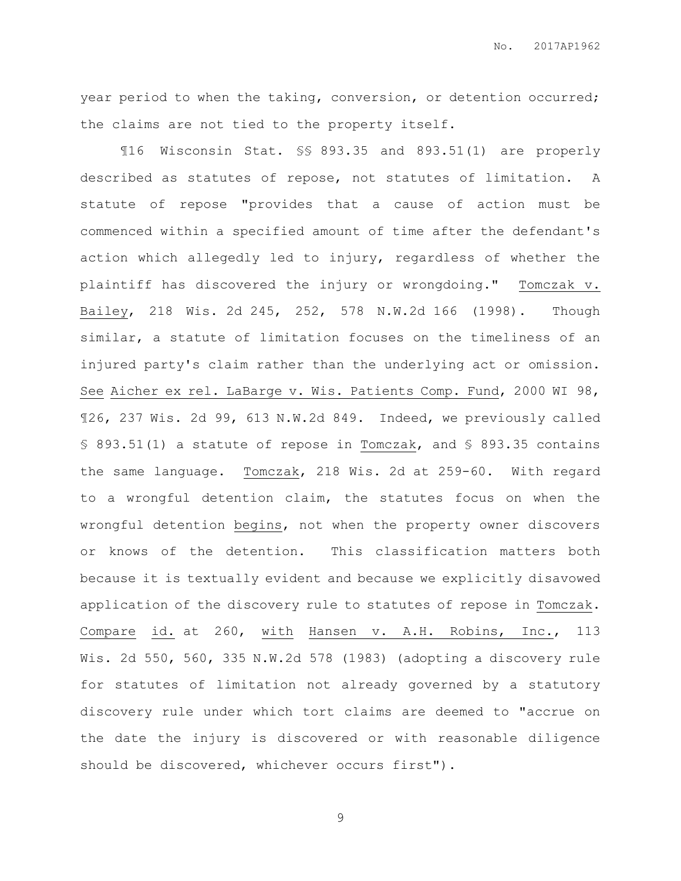year period to when the taking, conversion, or detention occurred; the claims are not tied to the property itself.

¶16 Wisconsin Stat. §§ 893.35 and 893.51(1) are properly described as statutes of repose, not statutes of limitation. A statute of repose "provides that a cause of action must be commenced within a specified amount of time after the defendant's action which allegedly led to injury, regardless of whether the plaintiff has discovered the injury or wrongdoing." Tomczak v. Bailey, 218 Wis. 2d 245, 252, 578 N.W.2d 166 (1998). Though similar, a statute of limitation focuses on the timeliness of an injured party's claim rather than the underlying act or omission. See Aicher ex rel. LaBarge v. Wis. Patients Comp. Fund, 2000 WI 98, ¶26, 237 Wis. 2d 99, 613 N.W.2d 849. Indeed, we previously called § 893.51(1) a statute of repose in Tomczak, and § 893.35 contains the same language. Tomczak, 218 Wis. 2d at 259-60. With regard to a wrongful detention claim, the statutes focus on when the wrongful detention begins, not when the property owner discovers or knows of the detention. This classification matters both because it is textually evident and because we explicitly disavowed application of the discovery rule to statutes of repose in Tomczak. Compare id. at 260, with Hansen v. A.H. Robins, Inc., 113 Wis. 2d 550, 560, 335 N.W.2d 578 (1983) (adopting a discovery rule for statutes of limitation not already governed by a statutory discovery rule under which tort claims are deemed to "accrue on the date the injury is discovered or with reasonable diligence should be discovered, whichever occurs first").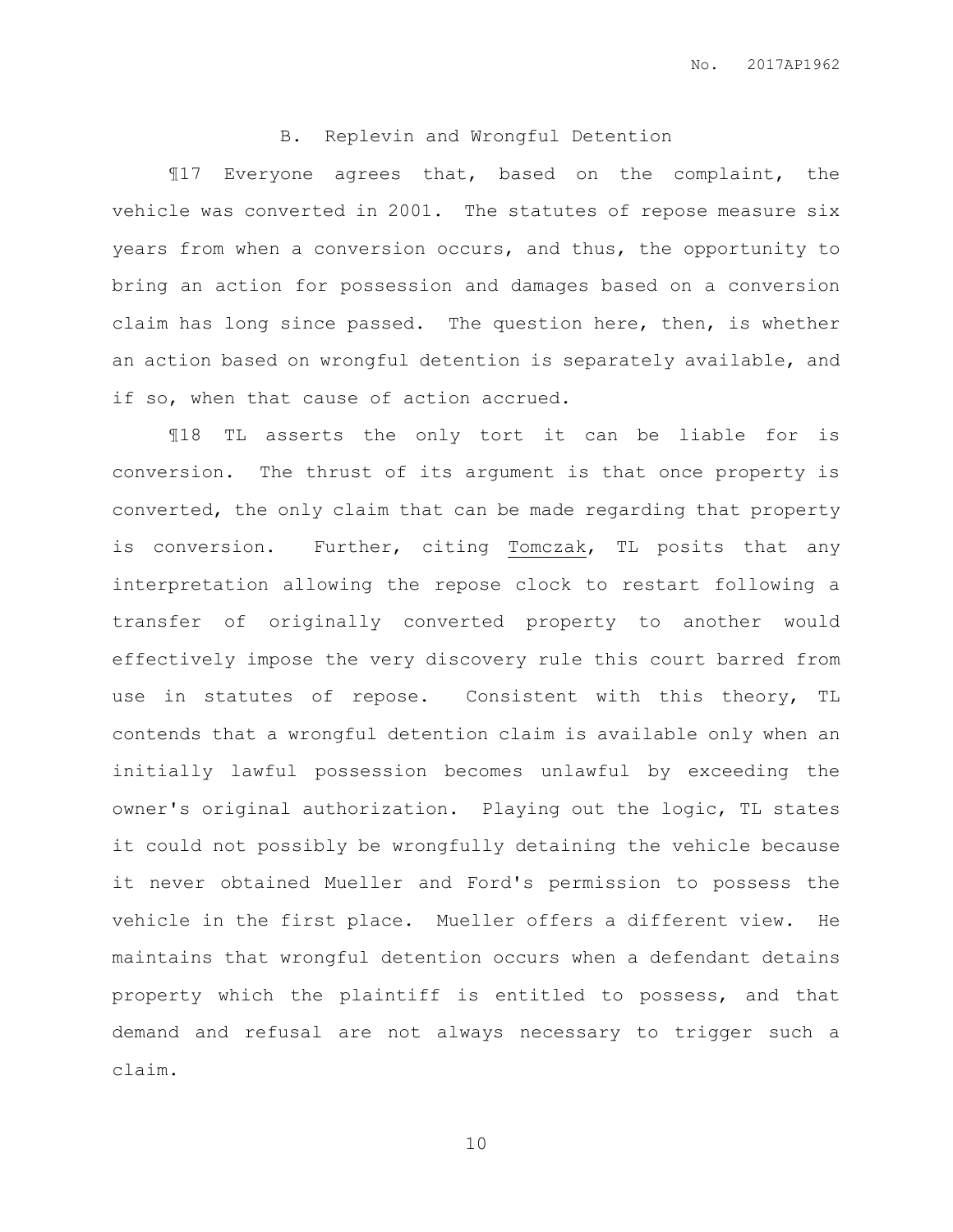### B. Replevin and Wrongful Detention

¶17 Everyone agrees that, based on the complaint, the vehicle was converted in 2001. The statutes of repose measure six years from when a conversion occurs, and thus, the opportunity to bring an action for possession and damages based on a conversion claim has long since passed. The question here, then, is whether an action based on wrongful detention is separately available, and if so, when that cause of action accrued.

¶18 TL asserts the only tort it can be liable for is conversion. The thrust of its argument is that once property is converted, the only claim that can be made regarding that property is conversion. Further, citing Tomczak, TL posits that any interpretation allowing the repose clock to restart following a transfer of originally converted property to another would effectively impose the very discovery rule this court barred from use in statutes of repose. Consistent with this theory, TL contends that a wrongful detention claim is available only when an initially lawful possession becomes unlawful by exceeding the owner's original authorization. Playing out the logic, TL states it could not possibly be wrongfully detaining the vehicle because it never obtained Mueller and Ford's permission to possess the vehicle in the first place. Mueller offers a different view. He maintains that wrongful detention occurs when a defendant detains property which the plaintiff is entitled to possess, and that demand and refusal are not always necessary to trigger such a claim.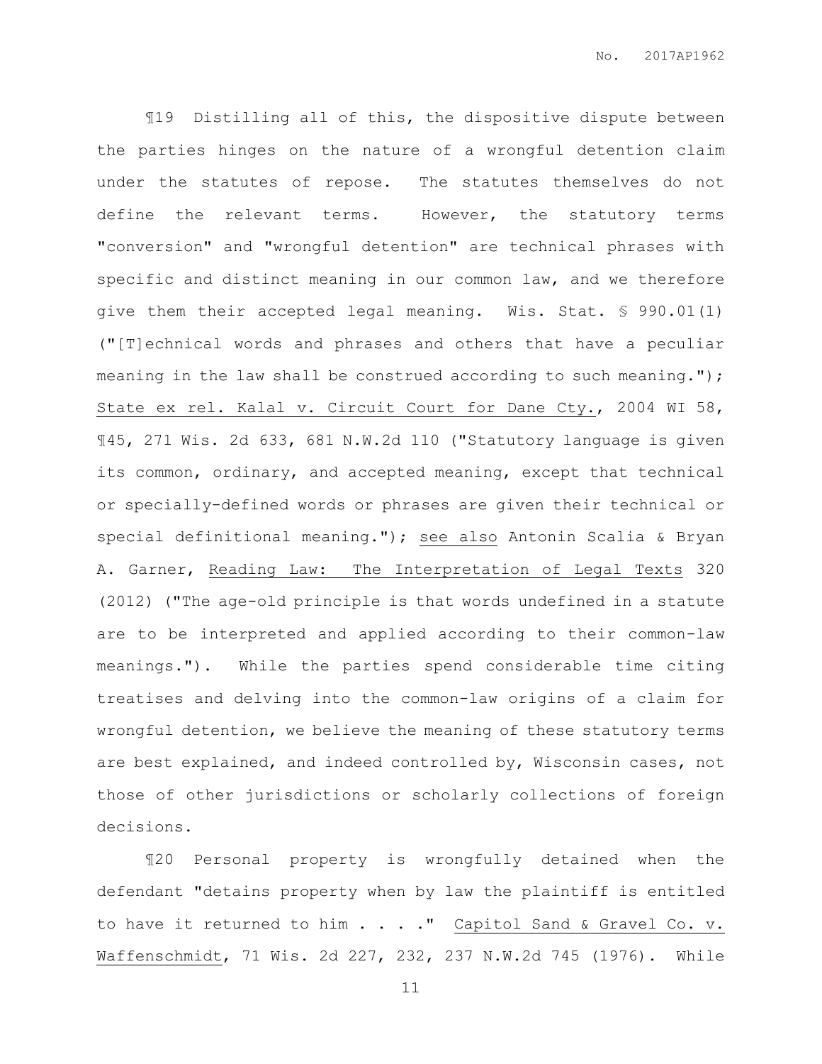¶19 Distilling all of this, the dispositive dispute between the parties hinges on the nature of a wrongful detention claim under the statutes of repose. The statutes themselves do not define the relevant terms. However, the statutory terms "conversion" and "wrongful detention" are technical phrases with specific and distinct meaning in our common law, and we therefore give them their accepted legal meaning. Wis. Stat. § 990.01(1) ("[T]echnical words and phrases and others that have a peculiar meaning in the law shall be construed according to such meaning."); State ex rel. Kalal v. Circuit Court for Dane Cty., 2004 WI 58, ¶45, 271 Wis. 2d 633, 681 N.W.2d 110 ("Statutory language is given its common, ordinary, and accepted meaning, except that technical or specially-defined words or phrases are given their technical or special definitional meaning."); see also Antonin Scalia & Bryan A. Garner, Reading Law: The Interpretation of Legal Texts 320 (2012) ("The age-old principle is that words undefined in a statute are to be interpreted and applied according to their common-law meanings."). While the parties spend considerable time citing treatises and delving into the common-law origins of a claim for wrongful detention, we believe the meaning of these statutory terms are best explained, and indeed controlled by, Wisconsin cases, not those of other jurisdictions or scholarly collections of foreign decisions.

¶20 Personal property is wrongfully detained when the defendant "detains property when by law the plaintiff is entitled to have it returned to him . . . ." Capitol Sand & Gravel Co. v. Waffenschmidt, 71 Wis. 2d 227, 232, 237 N.W.2d 745 (1976). While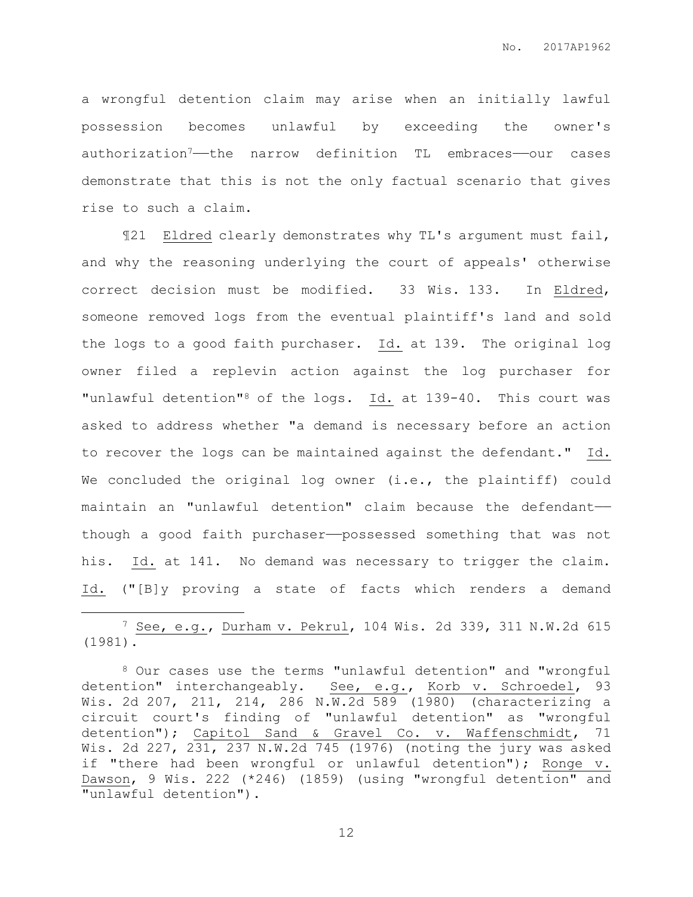a wrongful detention claim may arise when an initially lawful possession becomes unlawful by exceeding the owner's authorization[7]——the narrow definition TL embraces——our cases demonstrate that this is not the only factual scenario that gives rise to such a claim.

¶21 Eldred clearly demonstrates why TL's argument must fail, and why the reasoning underlying the court of appeals' otherwise correct decision must be modified. 33 Wis. 133. In Eldred, someone removed logs from the eventual plaintiff's land and sold the logs to a good faith purchaser. Id. at 139. The original log owner filed a replevin action against the log purchaser for "unlawful detention"[8] of the logs. Id. at 139-40. This court was asked to address whether "a demand is necessary before an action to recover the logs can be maintained against the defendant." Id. We concluded the original log owner (i.e., the plaintiff) could maintain an "unlawful detention" claim because the defendant——though a good faith purchaser——possessed something that was not his. Id. at 141. No demand was necessary to trigger the claim. Id. ("[B]y proving a state of facts which renders a demand

---

[7] See, e.g., Durham v. Pekrul, 104 Wis. 2d 339, 311 N.W.2d 615 (1981).

[8] Our cases use the terms "unlawful detention" and "wrongful detention" interchangeably. See, e.g., Korb v. Schroedel, 93 Wis. 2d 207, 211, 214, 286 N.W.2d 589 (1980) (characterizing a circuit court's finding of "unlawful detention" as "wrongful detention"); Capitol Sand & Gravel Co. v. Waffenschmidt, 71 Wis. 2d 227, 231, 237 N.W.2d 745 (1976) (noting the jury was asked if "there had been wrongful or unlawful detention"); Ronge v. Dawson, 9 Wis. 222 (*246) (1859) (using "wrongful detention" and "unlawful detention").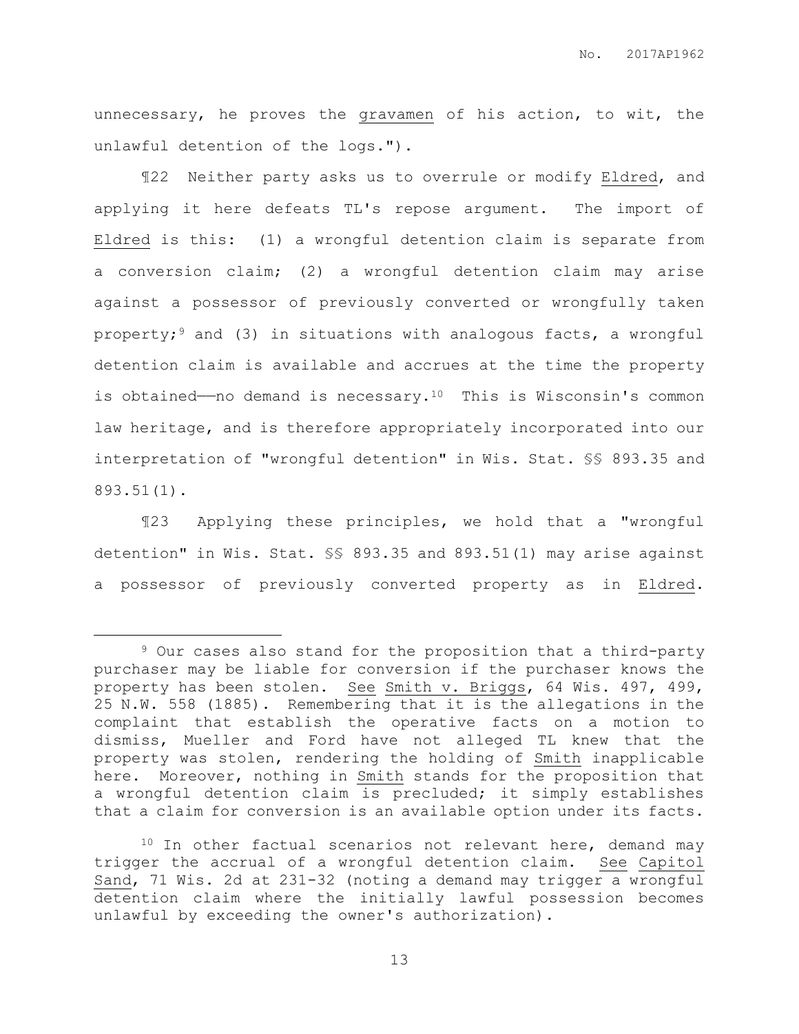unnecessary, he proves the gravamen of his action, to wit, the unlawful detention of the logs.").

¶22 Neither party asks us to overrule or modify Eldred, and applying it here defeats TL's repose argument. The import of Eldred is this: (1) a wrongful detention claim is separate from a conversion claim; (2) a wrongful detention claim may arise against a possessor of previously converted or wrongfully taken property;[9] and (3) in situations with analogous facts, a wrongful detention claim is available and accrues at the time the property is obtained——no demand is necessary.[10] This is Wisconsin's common law heritage, and is therefore appropriately incorporated into our interpretation of "wrongful detention" in Wis. Stat. §§ 893.35 and 893.51(1).

¶23 Applying these principles, we hold that a "wrongful detention" in Wis. Stat. §§ 893.35 and 893.51(1) may arise against a possessor of previously converted property as in Eldred.

---

[9] Our cases also stand for the proposition that a third-party purchaser may be liable for conversion if the purchaser knows the property has been stolen. See Smith v. Briggs, 64 Wis. 497, 499, 25 N.W. 558 (1885). Remembering that it is the allegations in the complaint that establish the operative facts on a motion to dismiss, Mueller and Ford have not alleged TL knew that the property was stolen, rendering the holding of Smith inapplicable here. Moreover, nothing in Smith stands for the proposition that a wrongful detention claim is precluded; it simply establishes that a claim for conversion is an available option under its facts.

[10] In other factual scenarios not relevant here, demand may trigger the accrual of a wrongful detention claim. See Capitol Sand, 71 Wis. 2d at 231-32 (noting a demand may trigger a wrongful detention claim where the initially lawful possession becomes unlawful by exceeding the owner's authorization).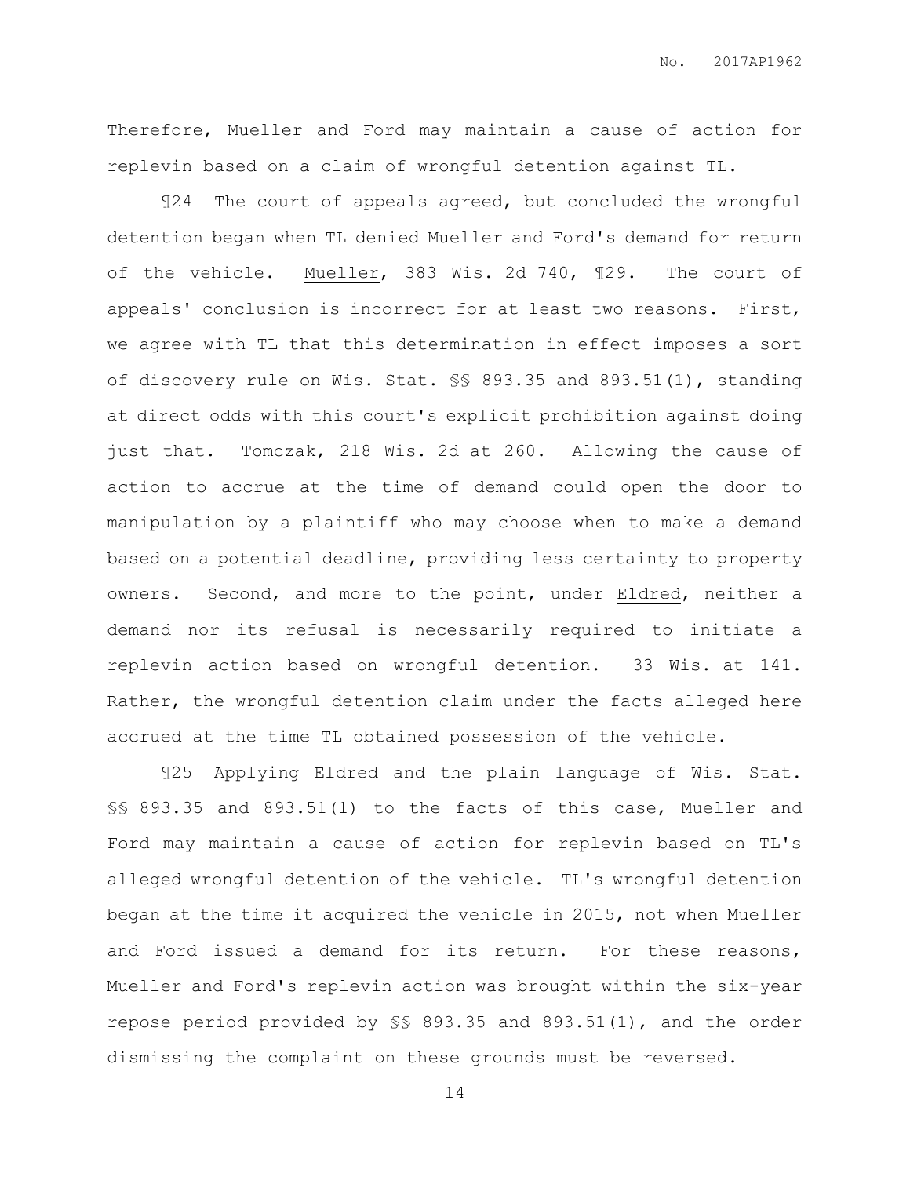Therefore, Mueller and Ford may maintain a cause of action for replevin based on a claim of wrongful detention against TL.

¶24 The court of appeals agreed, but concluded the wrongful detention began when TL denied Mueller and Ford's demand for return of the vehicle. Mueller, 383 Wis. 2d 740, ¶29. The court of appeals' conclusion is incorrect for at least two reasons. First, we agree with TL that this determination in effect imposes a sort of discovery rule on Wis. Stat. §§ 893.35 and 893.51(1), standing at direct odds with this court's explicit prohibition against doing just that. Tomczak, 218 Wis. 2d at 260. Allowing the cause of action to accrue at the time of demand could open the door to manipulation by a plaintiff who may choose when to make a demand based on a potential deadline, providing less certainty to property owners. Second, and more to the point, under Eldred, neither a demand nor its refusal is necessarily required to initiate a replevin action based on wrongful detention. 33 Wis. at 141. Rather, the wrongful detention claim under the facts alleged here accrued at the time TL obtained possession of the vehicle.

¶25 Applying Eldred and the plain language of Wis. Stat. §§ 893.35 and 893.51(1) to the facts of this case, Mueller and Ford may maintain a cause of action for replevin based on TL's alleged wrongful detention of the vehicle. TL's wrongful detention began at the time it acquired the vehicle in 2015, not when Mueller and Ford issued a demand for its return. For these reasons, Mueller and Ford's replevin action was brought within the six-year repose period provided by §§ 893.35 and 893.51(1), and the order dismissing the complaint on these grounds must be reversed.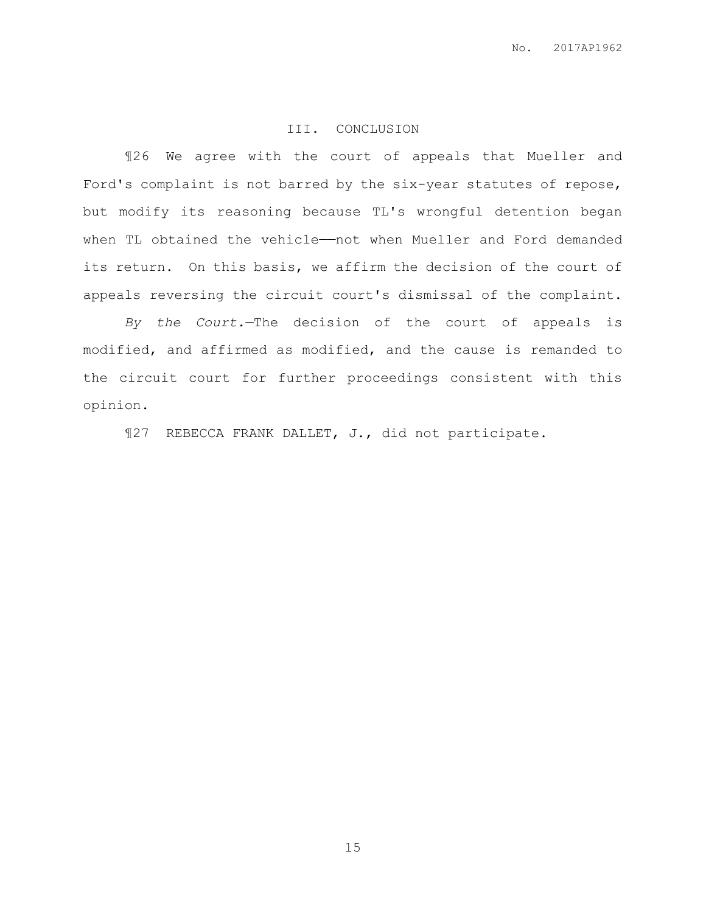## III. CONCLUSION

¶26 We agree with the court of appeals that Mueller and Ford's complaint is not barred by the six-year statutes of repose, but modify its reasoning because TL's wrongful detention began when TL obtained the vehicle——not when Mueller and Ford demanded its return. On this basis, we affirm the decision of the court of appeals reversing the circuit court's dismissal of the complaint.

*By the Court.*—The decision of the court of appeals is modified, and affirmed as modified, and the cause is remanded to the circuit court for further proceedings consistent with this opinion.

¶27 REBECCA FRANK DALLET, J., did not participate.